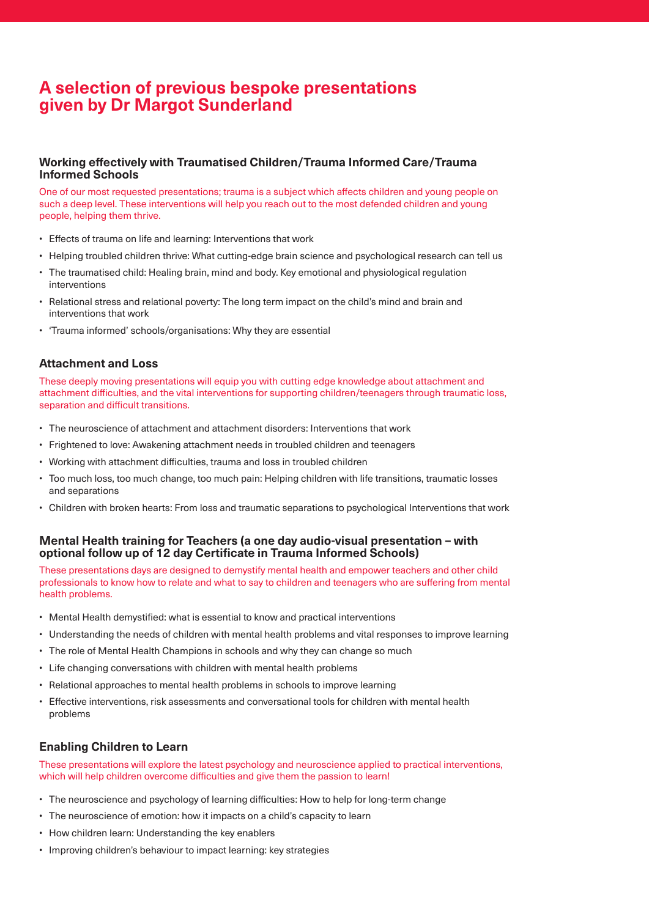# A selection of previous bespoke presentations given by Dr Margot Sunderland

### Working effectively with Traumatised Children/Trauma Informed Care/Trauma Informed Schools

One of our most requested presentations; trauma is a subject which affects children and young people on such a deep level. These interventions will help you reach out to the most defended children and young people, helping them thrive.

- Effects of trauma on life and learning: Interventions that work
- Helping troubled children thrive: What cutting-edge brain science and psychological research can tell us
- The traumatised child: Healing brain, mind and body. Key emotional and physiological regulation interventions
- Relational stress and relational poverty: The long term impact on the child's mind and brain and interventions that work
- 'Trauma informed' schools/organisations: Why they are essential

### Attachment and Loss

These deeply moving presentations will equip you with cutting edge knowledge about attachment and attachment difficulties, and the vital interventions for supporting children/teenagers through traumatic loss, separation and difficult transitions.

- The neuroscience of attachment and attachment disorders: Interventions that work
- Frightened to love: Awakening attachment needs in troubled children and teenagers
- Working with attachment difficulties, trauma and loss in troubled children
- Too much loss, too much change, too much pain: Helping children with life transitions, traumatic losses and separations
- Children with broken hearts: From loss and traumatic separations to psychological Interventions that work

### Mental Health training for Teachers (a one day audio-visual presentation – with optional follow up of 12 day Certificate in Trauma Informed Schools)

These presentations days are designed to demystify mental health and empower teachers and other child professionals to know how to relate and what to say to children and teenagers who are suffering from mental health problems.

- Mental Health demystified: what is essential to know and practical interventions
- Understanding the needs of children with mental health problems and vital responses to improve learning
- The role of Mental Health Champions in schools and why they can change so much
- Life changing conversations with children with mental health problems
- Relational approaches to mental health problems in schools to improve learning
- Effective interventions, risk assessments and conversational tools for children with mental health problems

### Enabling Children to Learn

These presentations will explore the latest psychology and neuroscience applied to practical interventions, which will help children overcome difficulties and give them the passion to learn!

- The neuroscience and psychology of learning difficulties: How to help for long-term change
- The neuroscience of emotion: how it impacts on a child's capacity to learn
- How children learn: Understanding the key enablers
- Improving children's behaviour to impact learning: key strategies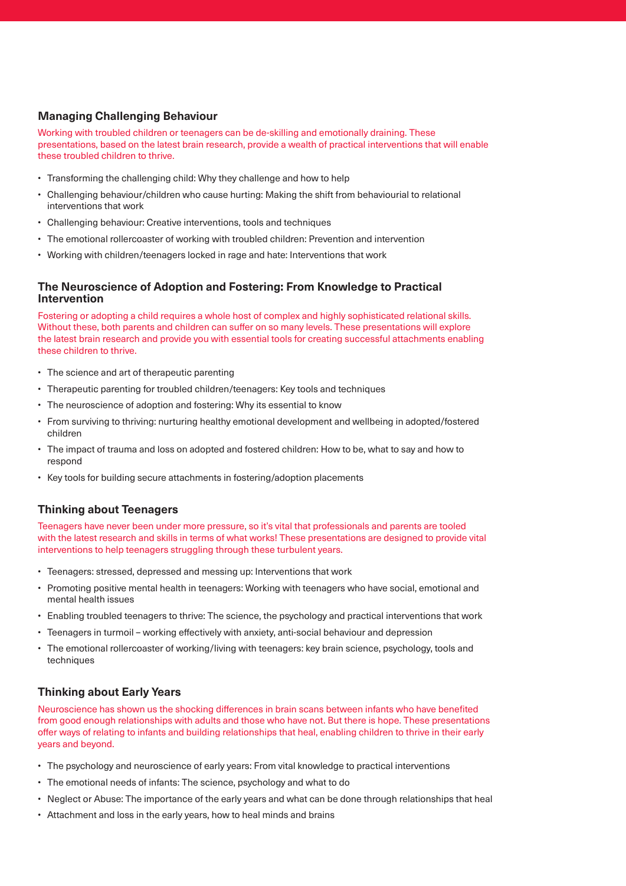## Managing Challenging Behaviour

Working with troubled children or teenagers can be de-skilling and emotionally draining. These presentations, based on the latest brain research, provide a wealth of practical interventions that will enable these troubled children to thrive.

- Transforming the challenging child: Why they challenge and how to help
- Challenging behaviour/children who cause hurting: Making the shift from behaviourial to relational interventions that work
- Challenging behaviour: Creative interventions, tools and techniques
- The emotional rollercoaster of working with troubled children: Prevention and intervention
- Working with children/teenagers locked in rage and hate: Interventions that work

## The Neuroscience of Adoption and Fostering: From Knowledge to Practical Intervention

Fostering or adopting a child requires a whole host of complex and highly sophisticated relational skills. Without these, both parents and children can suffer on so many levels. These presentations will explore the latest brain research and provide you with essential tools for creating successful attachments enabling these children to thrive.

- The science and art of therapeutic parenting
- Therapeutic parenting for troubled children/teenagers: Key tools and techniques
- The neuroscience of adoption and fostering: Why its essential to know
- From surviving to thriving: nurturing healthy emotional development and wellbeing in adopted/fostered children
- The impact of trauma and loss on adopted and fostered children: How to be, what to say and how to respond
- Key tools for building secure attachments in fostering/adoption placements

## Thinking about Teenagers

Teenagers have never been under more pressure, so it's vital that professionals and parents are tooled with the latest research and skills in terms of what works! These presentations are designed to provide vital interventions to help teenagers struggling through these turbulent years.

- Teenagers: stressed, depressed and messing up: Interventions that work
- Promoting positive mental health in teenagers: Working with teenagers who have social, emotional and mental health issues
- Enabling troubled teenagers to thrive: The science, the psychology and practical interventions that work
- Teenagers in turmoil – working effectively with anxiety, anti-social behaviour and depression
- The emotional rollercoaster of working/living with teenagers: key brain science, psychology, tools and techniques

## Thinking about Early Years

Neuroscience has shown us the shocking differences in brain scans between infants who have benefited from good enough relationships with adults and those who have not. But there is hope. These presentations offer ways of relating to infants and building relationships that heal, enabling children to thrive in their early years and beyond.

- The psychology and neuroscience of early years: From vital knowledge to practical interventions
- The emotional needs of infants: The science, psychology and what to do
- Neglect or Abuse: The importance of the early years and what can be done through relationships that heal
- Attachment and loss in the early years, how to heal minds and brains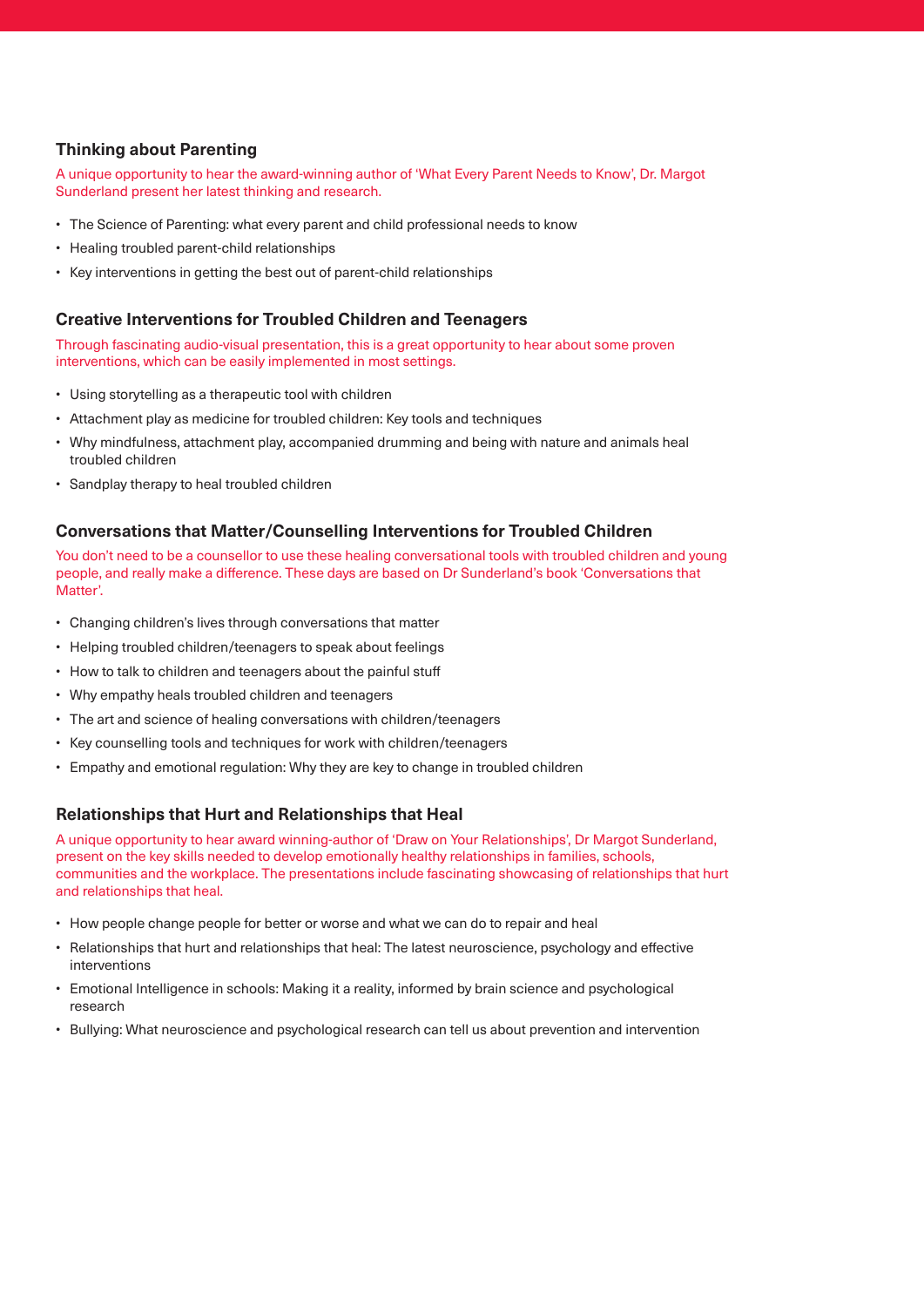### Thinking about Parenting

A unique opportunity to hear the award-winning author of 'What Every Parent Needs to Know', Dr. Margot Sunderland present her latest thinking and research.

- The Science of Parenting: what every parent and child professional needs to know
- Healing troubled parent-child relationships
- Key interventions in getting the best out of parent-child relationships

### Creative Interventions for Troubled Children and Teenagers

Through fascinating audio-visual presentation, this is a great opportunity to hear about some proven interventions, which can be easily implemented in most settings.

- Using storytelling as a therapeutic tool with children
- Attachment play as medicine for troubled children: Key tools and techniques
- Why mindfulness, attachment play, accompanied drumming and being with nature and animals heal troubled children
- Sandplay therapy to heal troubled children

### Conversations that Matter/Counselling Interventions for Troubled Children

You don't need to be a counsellor to use these healing conversational tools with troubled children and young people, and really make a difference. These days are based on Dr Sunderland's book 'Conversations that Matter'.

- Changing children's lives through conversations that matter
- Helping troubled children/teenagers to speak about feelings
- How to talk to children and teenagers about the painful stuff
- Why empathy heals troubled children and teenagers
- The art and science of healing conversations with children/teenagers
- Key counselling tools and techniques for work with children/teenagers
- Empathy and emotional regulation: Why they are key to change in troubled children

### Relationships that Hurt and Relationships that Heal

A unique opportunity to hear award winning-author of 'Draw on Your Relationships', Dr Margot Sunderland, present on the key skills needed to develop emotionally healthy relationships in families, schools, communities and the workplace. The presentations include fascinating showcasing of relationships that hurt and relationships that heal.

- How people change people for better or worse and what we can do to repair and heal
- Relationships that hurt and relationships that heal: The latest neuroscience, psychology and effective interventions
- Emotional Intelligence in schools: Making it a reality, informed by brain science and psychological research
- Bullying: What neuroscience and psychological research can tell us about prevention and intervention